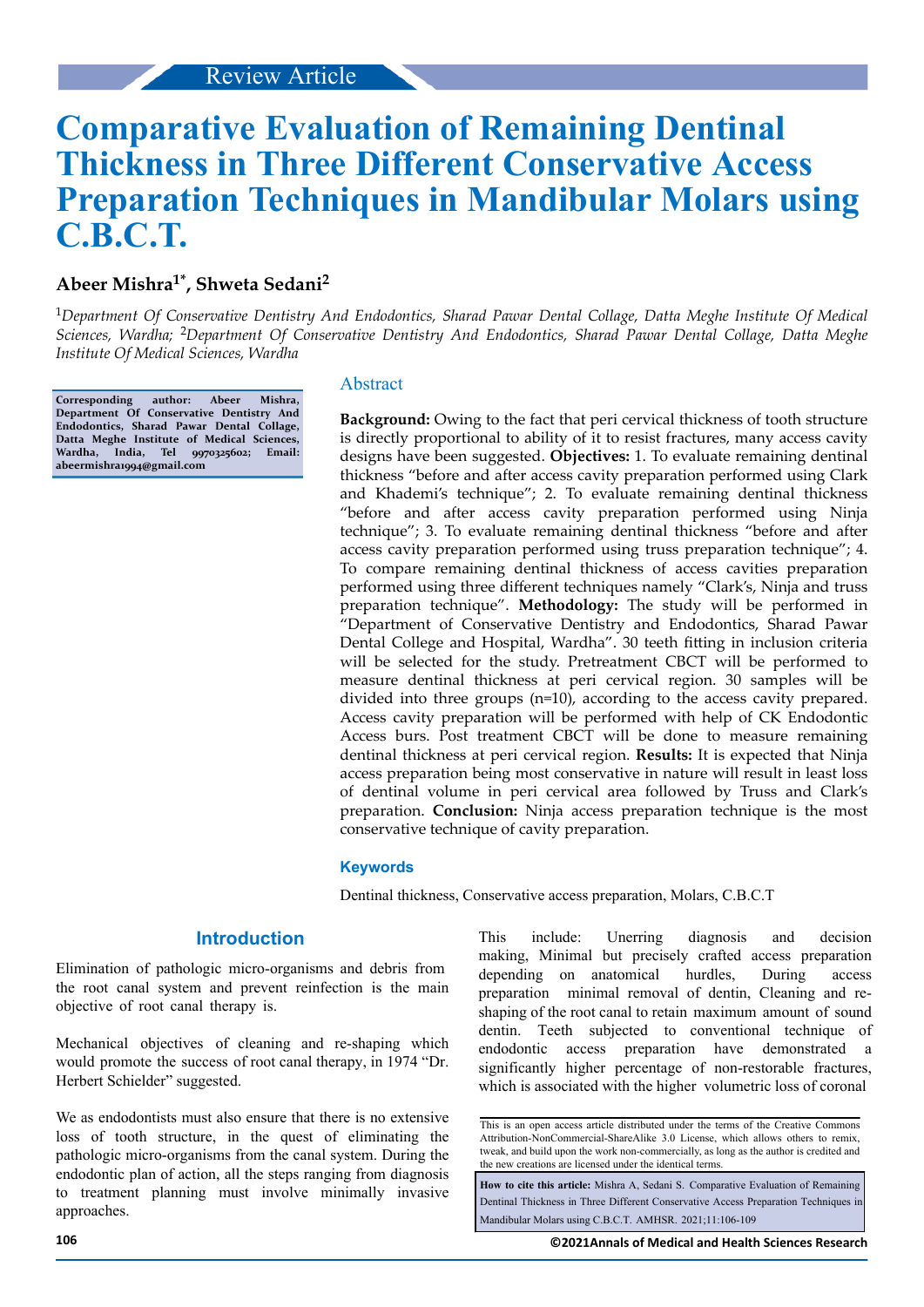Review Article

# Comparative Evaluation of Remaining Dentinal Thickness in Three Different Conservative Access Preparation Techniques in Mandibular Molars using C.B.C.T.

**Abeer Mishra[1*], Shweta Sedani[2]**

[1]*Department Of Conservative Dentistry And Endodontics, Sharad Pawar Dental Collage, Datta Meghe Institute Of Medical Sciences, Wardha;* [2]*Department Of Conservative Dentistry And Endodontics, Sharad Pawar Dental Collage, Datta Meghe Institute Of Medical Sciences, Wardha*

**Corresponding author: Abeer Mishra, Department Of Conservative Dentistry And Endodontics, Sharad Pawar Dental Collage, Datta Meghe Institute of Medical Sciences, Wardha, India, Tel 9970325602; Email: abeermishra1994@gmail.com**

## Abstract

**Background:** Owing to the fact that peri cervical thickness of tooth structure is directly proportional to ability of it to resist fractures, many access cavity designs have been suggested. **Objectives:** 1. To evaluate remaining dentinal thickness "before and after access cavity preparation performed using Clark and Khademi's technique"; 2. To evaluate remaining dentinal thickness "before and after access cavity preparation performed using Ninja technique"; 3. To evaluate remaining dentinal thickness "before and after access cavity preparation performed using truss preparation technique"; 4. To compare remaining dentinal thickness of access cavities preparation performed using three different techniques namely "Clark's, Ninja and truss preparation technique". **Methodology:** The study will be performed in "Department of Conservative Dentistry and Endodontics, Sharad Pawar Dental College and Hospital, Wardha". 30 teeth fitting in inclusion criteria will be selected for the study. Pretreatment CBCT will be performed to measure dentinal thickness at peri cervical region. 30 samples will be divided into three groups (n=10), according to the access cavity prepared. Access cavity preparation will be performed with help of CK Endodontic Access burs. Post treatment CBCT will be done to measure remaining dentinal thickness at peri cervical region. **Results:** It is expected that Ninja access preparation being most conservative in nature will result in least loss of dentinal volume in peri cervical area followed by Truss and Clark's preparation. **Conclusion:** Ninja access preparation technique is the most conservative technique of cavity preparation.

### Keywords

Dentinal thickness, Conservative access preparation, Molars, C.B.C.T

## Introduction

Elimination of pathologic micro-organisms and debris from the root canal system and prevent reinfection is the main objective of root canal therapy is.

Mechanical objectives of cleaning and re-shaping which would promote the success of root canal therapy, in 1974 "Dr. Herbert Schielder" suggested.

We as endodontists must also ensure that there is no extensive loss of tooth structure, in the quest of eliminating the pathologic micro-organisms from the canal system. During the endodontic plan of action, all the steps ranging from diagnosis to treatment planning must involve minimally invasive approaches.

This include: Unerring diagnosis and decision making, Minimal but precisely crafted access preparation depending on anatomical hurdles, During access preparation minimal removal of dentin, Cleaning and re-shaping of the root canal to retain maximum amount of sound dentin. Teeth subjected to conventional technique of endodontic access preparation have demonstrated a significantly higher percentage of non-restorable fractures, which is associated with the higher volumetric loss of coronal

This is an open access article distributed under the terms of the Creative Commons Attribution-NonCommercial-ShareAlike 3.0 License, which allows others to remix, tweak, and build upon the work non-commercially, as long as the author is credited and the new creations are licensed under the identical terms.

**How to cite this article:** Mishra A, Sedani S. Comparative Evaluation of Remaining Dentinal Thickness in Three Different Conservative Access Preparation Techniques in Mandibular Molars using C.B.C.T. AMHSR. 2021;11:106-109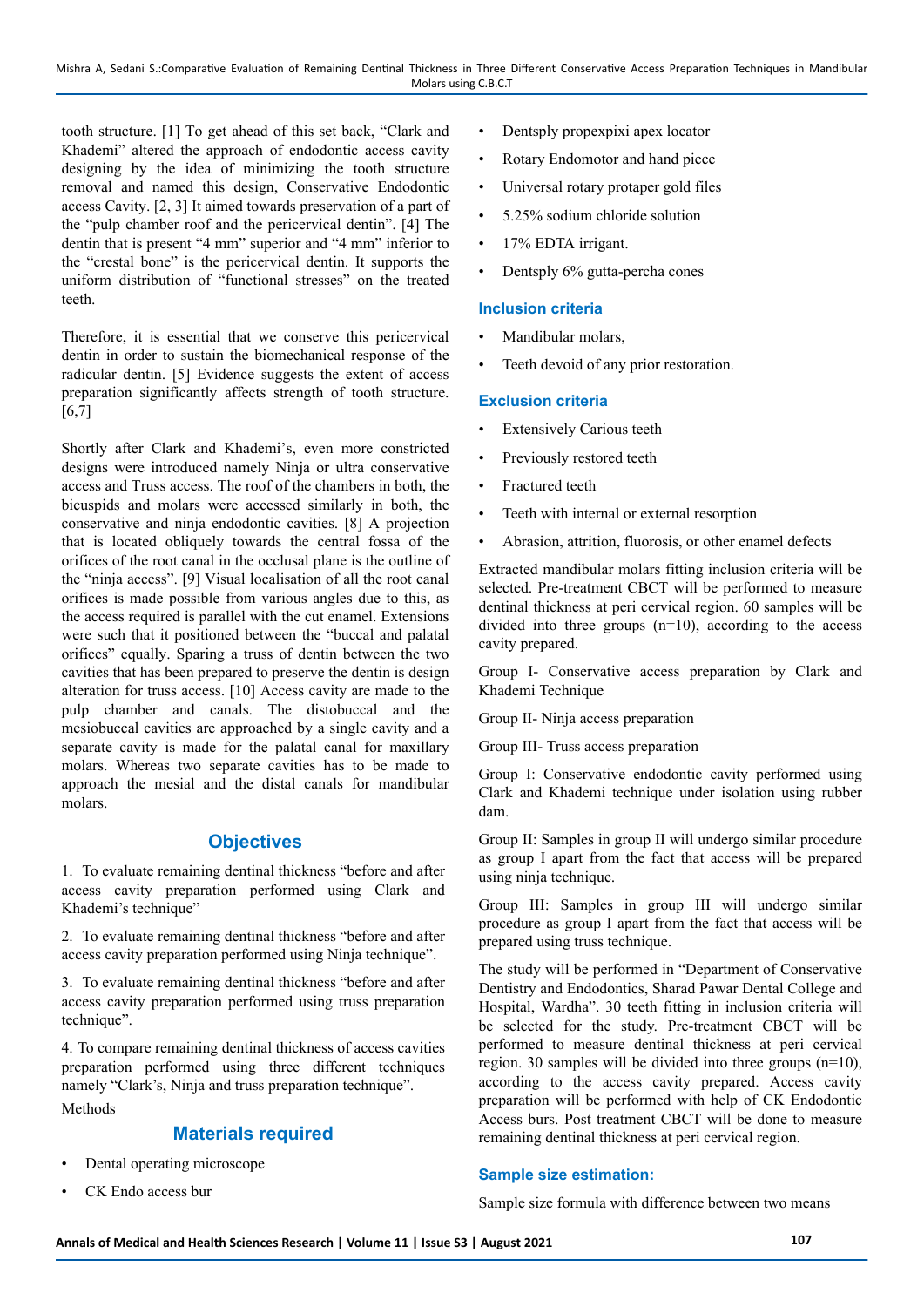tooth structure. [1] To get ahead of this set back, "Clark and Khademi" altered the approach of endodontic access cavity designing by the idea of minimizing the tooth structure removal and named this design, Conservative Endodontic access Cavity. [2, 3] It aimed towards preservation of a part of the "pulp chamber roof and the pericervical dentin". [4] The dentin that is present "4 mm" superior and "4 mm" inferior to the "crestal bone" is the pericervical dentin. It supports the uniform distribution of "functional stresses" on the treated teeth.

Therefore, it is essential that we conserve this pericervical dentin in order to sustain the biomechanical response of the radicular dentin. [5] Evidence suggests the extent of access preparation significantly affects strength of tooth structure. [6,7]

Shortly after Clark and Khademi's, even more constricted designs were introduced namely Ninja or ultra conservative access and Truss access. The roof of the chambers in both, the bicuspids and molars were accessed similarly in both, the conservative and ninja endodontic cavities. [8] A projection that is located obliquely towards the central fossa of the orifices of the root canal in the occlusal plane is the outline of the "ninja access". [9] Visual localisation of all the root canal orifices is made possible from various angles due to this, as the access required is parallel with the cut enamel. Extensions were such that it positioned between the "buccal and palatal orifices" equally. Sparing a truss of dentin between the two cavities that has been prepared to preserve the dentin is design alteration for truss access. [10] Access cavity are made to the pulp chamber and canals. The distobuccal and the mesiobuccal cavities are approached by a single cavity and a separate cavity is made for the palatal canal for maxillary molars. Whereas two separate cavities has to be made to approach the mesial and the distal canals for mandibular molars.

## Objectives

1. To evaluate remaining dentinal thickness "before and after access cavity preparation performed using Clark and Khademi's technique"

2. To evaluate remaining dentinal thickness "before and after access cavity preparation performed using Ninja technique".

3. To evaluate remaining dentinal thickness "before and after access cavity preparation performed using truss preparation technique".

4. To compare remaining dentinal thickness of access cavities preparation performed using three different techniques namely "Clark's, Ninja and truss preparation technique".

Methods

## Materials required

- Dental operating microscope
- CK Endo access bur
- Dentsply propexpixi apex locator
- Rotary Endomotor and hand piece
- Universal rotary protaper gold files
- 5.25% sodium chloride solution
- 17% EDTA irrigant.
- Dentsply 6% gutta-percha cones

### Inclusion criteria

- Mandibular molars,
- Teeth devoid of any prior restoration.

### Exclusion criteria

- Extensively Carious teeth
- Previously restored teeth
- Fractured teeth
- Teeth with internal or external resorption
- Abrasion, attrition, fluorosis, or other enamel defects

Extracted mandibular molars fitting inclusion criteria will be selected. Pre-treatment CBCT will be performed to measure dentinal thickness at peri cervical region. 60 samples will be divided into three groups (n=10), according to the access cavity prepared.

Group I- Conservative access preparation by Clark and Khademi Technique

Group II- Ninja access preparation

Group III- Truss access preparation

Group I: Conservative endodontic cavity performed using Clark and Khademi technique under isolation using rubber dam.

Group II: Samples in group II will undergo similar procedure as group I apart from the fact that access will be prepared using ninja technique.

Group III: Samples in group III will undergo similar procedure as group I apart from the fact that access will be prepared using truss technique.

The study will be performed in "Department of Conservative Dentistry and Endodontics, Sharad Pawar Dental College and Hospital, Wardha". 30 teeth fitting in inclusion criteria will be selected for the study. Pre-treatment CBCT will be performed to measure dentinal thickness at peri cervical region. 30 samples will be divided into three groups (n=10), according to the access cavity prepared. Access cavity preparation will be performed with help of CK Endodontic Access burs. Post treatment CBCT will be done to measure remaining dentinal thickness at peri cervical region.

### Sample size estimation:

Sample size formula with difference between two means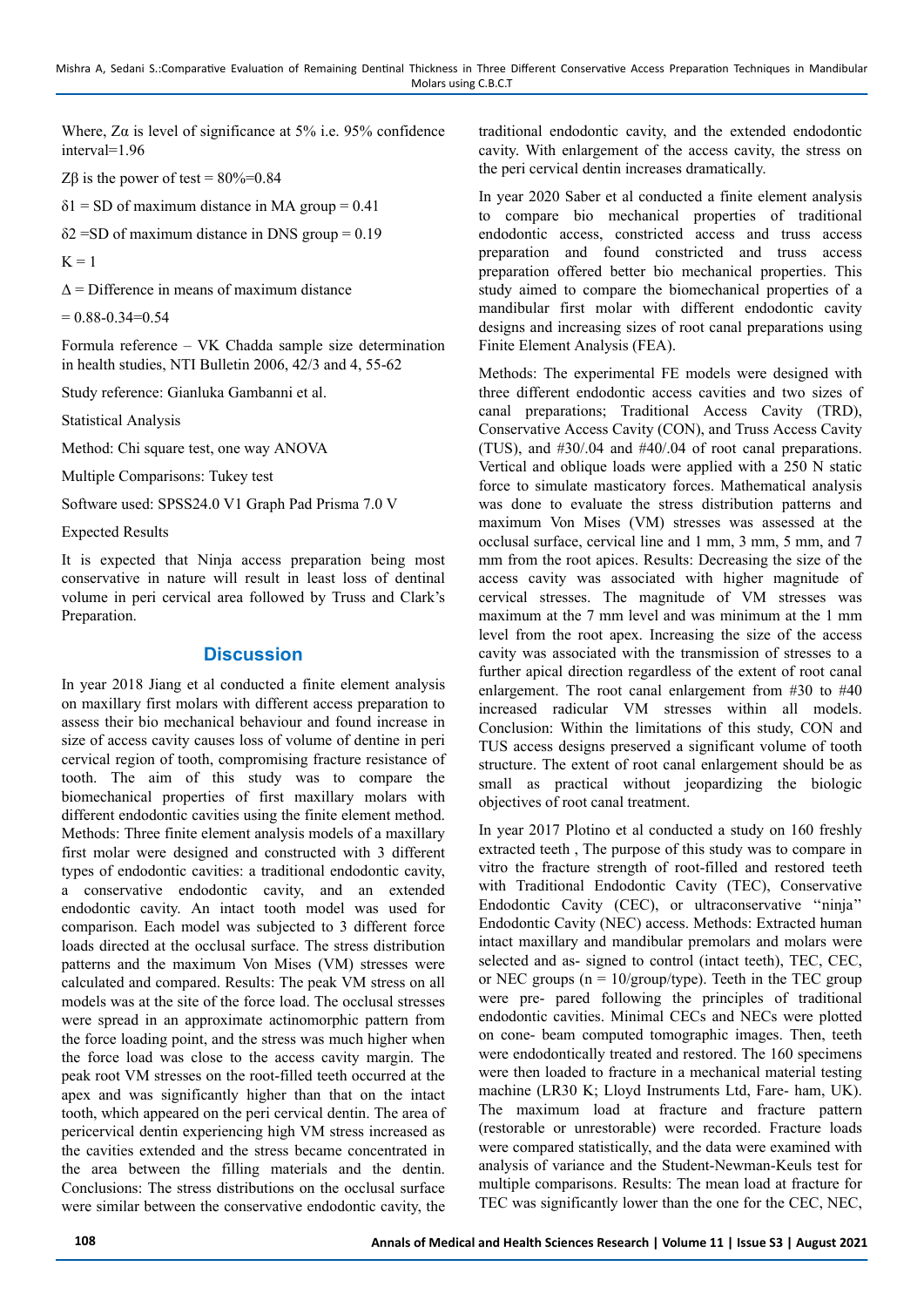Where, $Z\alpha$ is level of significance at 5% i.e. 95% confidence interval=1.96

$Z\beta$ is the power of test = 80%=0.84

$\delta 1$ = SD of maximum distance in MA group = 0.41

$\delta 2$ =SD of maximum distance in DNS group = 0.19

K = 1

$\Delta$ = Difference in means of maximum distance

= 0.88-0.34=0.54

Formula reference – VK Chadda sample size determination in health studies, NTI Bulletin 2006, 42/3 and 4, 55-62

Study reference: Gianluka Gambanni et al.

Statistical Analysis

Method: Chi square test, one way ANOVA

Multiple Comparisons: Tukey test

Software used: SPSS24.0 V1 Graph Pad Prisma 7.0 V

Expected Results

It is expected that Ninja access preparation being most conservative in nature will result in least loss of dentinal volume in peri cervical area followed by Truss and Clark's Preparation.

## Discussion

In year 2018 Jiang et al conducted a finite element analysis on maxillary first molars with different access preparation to assess their bio mechanical behaviour and found increase in size of access cavity causes loss of volume of dentine in peri cervical region of tooth, compromising fracture resistance of tooth. The aim of this study was to compare the biomechanical properties of first maxillary molars with different endodontic cavities using the finite element method. Methods: Three finite element analysis models of a maxillary first molar were designed and constructed with 3 different types of endodontic cavities: a traditional endodontic cavity, a conservative endodontic cavity, and an extended endodontic cavity. An intact tooth model was used for comparison. Each model was subjected to 3 different force loads directed at the occlusal surface. The stress distribution patterns and the maximum Von Mises (VM) stresses were calculated and compared. Results: The peak VM stress on all models was at the site of the force load. The occlusal stresses were spread in an approximate actinomorphic pattern from the force loading point, and the stress was much higher when the force load was close to the access cavity margin. The peak root VM stresses on the root-filled teeth occurred at the apex and was significantly higher than that on the intact tooth, which appeared on the peri cervical dentin. The area of pericervical dentin experiencing high VM stress increased as the cavities extended and the stress became concentrated in the area between the filling materials and the dentin. Conclusions: The stress distributions on the occlusal surface were similar between the conservative endodontic cavity, the traditional endodontic cavity, and the extended endodontic cavity. With enlargement of the access cavity, the stress on the peri cervical dentin increases dramatically.

In year 2020 Saber et al conducted a finite element analysis to compare bio mechanical properties of traditional endodontic access, constricted access and truss access preparation and found constricted and truss access preparation offered better bio mechanical properties. This study aimed to compare the biomechanical properties of a mandibular first molar with different endodontic cavity designs and increasing sizes of root canal preparations using Finite Element Analysis (FEA).

Methods: The experimental FE models were designed with three different endodontic access cavities and two sizes of canal preparations; Traditional Access Cavity (TRD), Conservative Access Cavity (CON), and Truss Access Cavity (TUS), and #30/.04 and #40/.04 of root canal preparations. Vertical and oblique loads were applied with a 250 N static force to simulate masticatory forces. Mathematical analysis was done to evaluate the stress distribution patterns and maximum Von Mises (VM) stresses was assessed at the occlusal surface, cervical line and 1 mm, 3 mm, 5 mm, and 7 mm from the root apices. Results: Decreasing the size of the access cavity was associated with higher magnitude of cervical stresses. The magnitude of VM stresses was maximum at the 7 mm level and was minimum at the 1 mm level from the root apex. Increasing the size of the access cavity was associated with the transmission of stresses to a further apical direction regardless of the extent of root canal enlargement. The root canal enlargement from #30 to #40 increased radicular VM stresses within all models. Conclusion: Within the limitations of this study, CON and TUS access designs preserved a significant volume of tooth structure. The extent of root canal enlargement should be as small as practical without jeopardizing the biologic objectives of root canal treatment.

In year 2017 Plotino et al conducted a study on 160 freshly extracted teeth , The purpose of this study was to compare in vitro the fracture strength of root-filled and restored teeth with Traditional Endodontic Cavity (TEC), Conservative Endodontic Cavity (CEC), or ultraconservative "ninja" Endodontic Cavity (NEC) access. Methods: Extracted human intact maxillary and mandibular premolars and molars were selected and as- signed to control (intact teeth), TEC, CEC, or NEC groups (n = 10/group/type). Teeth in the TEC group were pre- pared following the principles of traditional endodontic cavities. Minimal CECs and NECs were plotted on cone- beam computed tomographic images. Then, teeth were endodontically treated and restored. The 160 specimens were then loaded to fracture in a mechanical material testing machine (LR30 K; Lloyd Instruments Ltd, Fare- ham, UK). The maximum load at fracture and fracture pattern (restorable or unrestorable) were recorded. Fracture loads were compared statistically, and the data were examined with analysis of variance and the Student-Newman-Keuls test for multiple comparisons. Results: The mean load at fracture for TEC was significantly lower than the one for the CEC, NEC,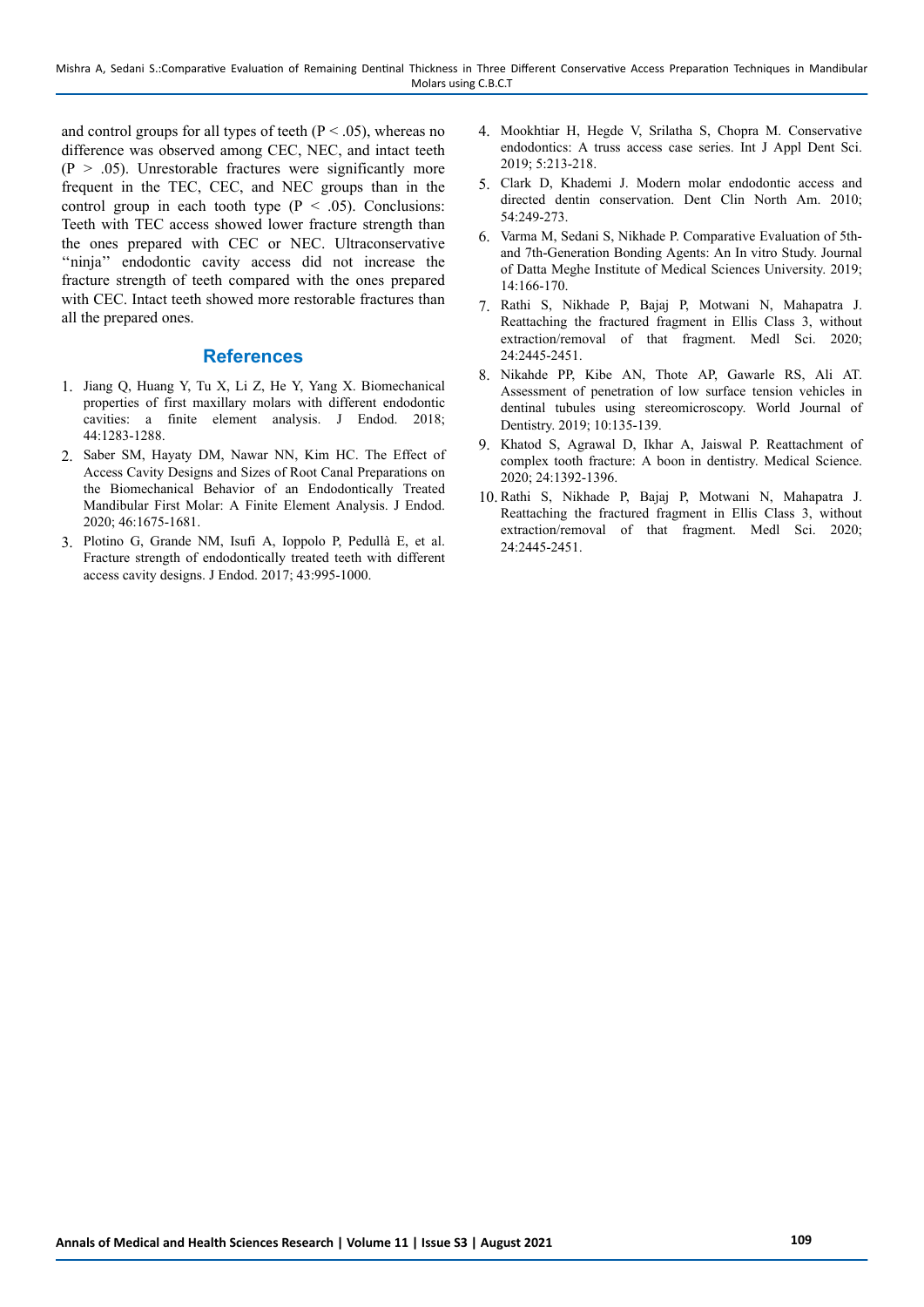and control groups for all types of teeth ($P < .05$), whereas no difference was observed among CEC, NEC, and intact teeth ($P > .05$). Unrestorable fractures were significantly more frequent in the TEC, CEC, and NEC groups than in the control group in each tooth type ($P < .05$). Conclusions: Teeth with TEC access showed lower fracture strength than the ones prepared with CEC or NEC. Ultraconservative ''ninja'' endodontic cavity access did not increase the fracture strength of teeth compared with the ones prepared with CEC. Intact teeth showed more restorable fractures than all the prepared ones.

## References

1. Jiang Q, Huang Y, Tu X, Li Z, He Y, Yang X. Biomechanical properties of first maxillary molars with different endodontic cavities: a finite element analysis. J Endod. 2018; 44:1283-1288.
2. Saber SM, Hayaty DM, Nawar NN, Kim HC. The Effect of Access Cavity Designs and Sizes of Root Canal Preparations on the Biomechanical Behavior of an Endodontically Treated Mandibular First Molar: A Finite Element Analysis. J Endod. 2020; 46:1675-1681.
3. Plotino G, Grande NM, Isufi A, Ioppolo P, Pedullà E, et al. Fracture strength of endodontically treated teeth with different access cavity designs. J Endod. 2017; 43:995-1000.
4. Mookhtiar H, Hegde V, Srilatha S, Chopra M. Conservative endodontics: A truss access case series. Int J Appl Dent Sci. 2019; 5:213-218.
5. Clark D, Khademi J. Modern molar endodontic access and directed dentin conservation. Dent Clin North Am. 2010; 54:249-273.
6. Varma M, Sedani S, Nikhade P. Comparative Evaluation of 5th- and 7th-Generation Bonding Agents: An In vitro Study. Journal of Datta Meghe Institute of Medical Sciences University. 2019; 14:166-170.
7. Rathi S, Nikhade P, Bajaj P, Motwani N, Mahapatra J. Reattaching the fractured fragment in Ellis Class 3, without extraction/removal of that fragment. Medl Sci. 2020; 24:2445-2451.
8. Nikahde PP, Kibe AN, Thote AP, Gawarle RS, Ali AT. Assessment of penetration of low surface tension vehicles in dentinal tubules using stereomicroscopy. World Journal of Dentistry. 2019; 10:135-139.
9. Khatod S, Agrawal D, Ikhar A, Jaiswal P. Reattachment of complex tooth fracture: A boon in dentistry. Medical Science. 2020; 24:1392-1396.
10. Rathi S, Nikhade P, Bajaj P, Motwani N, Mahapatra J. Reattaching the fractured fragment in Ellis Class 3, without extraction/removal of that fragment. Medl Sci. 2020; 24:2445-2451.